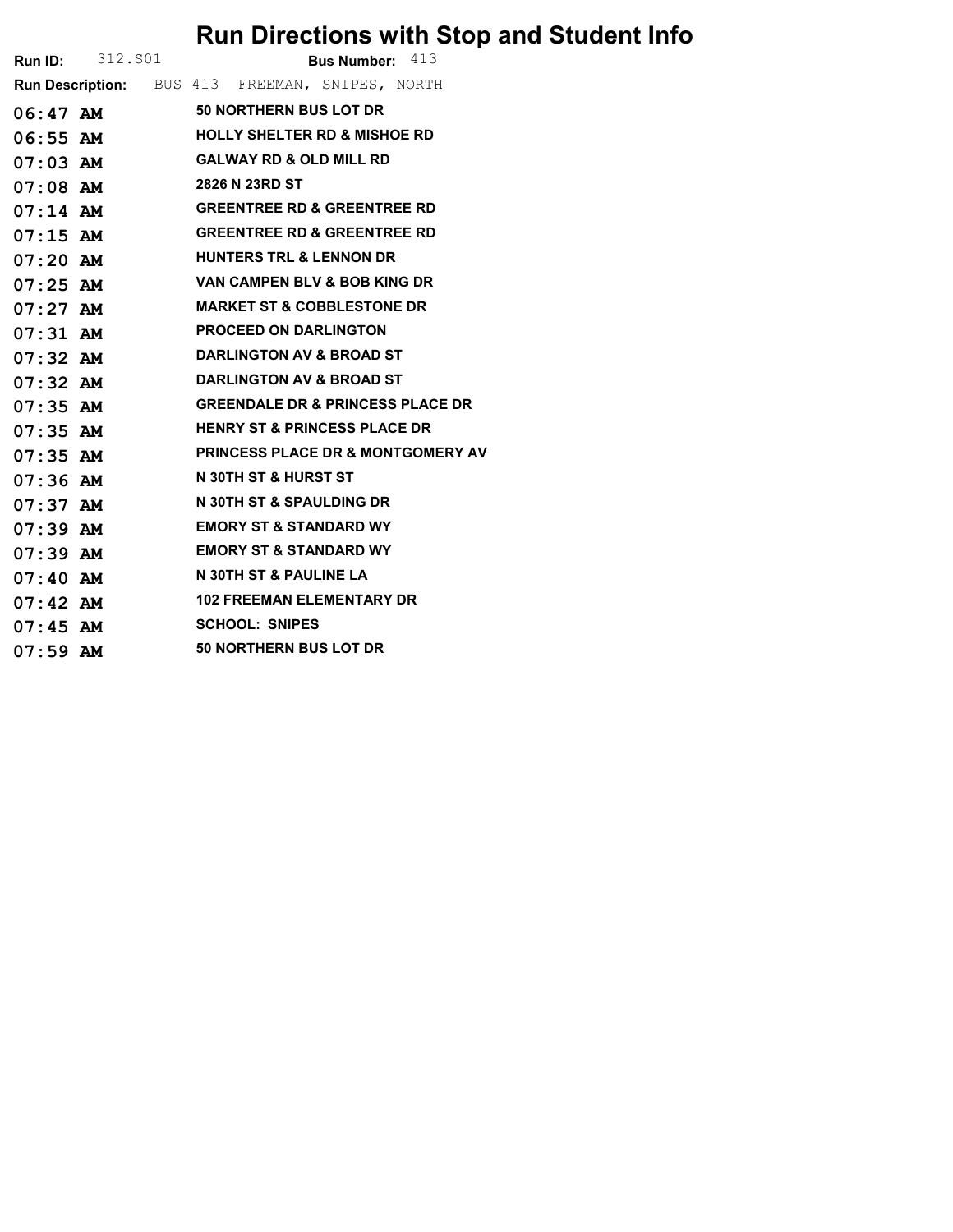# Run Directions with Stop and Student Info

**Run ID:** 312.S01 **Bus Number:** 413

**Run Description:** BUS 413 FREEMAN, SNIPES, NORTH

| | |
|---|---|
| 06:47 AM | 50 NORTHERN BUS LOT DR |
| 06:55 AM | HOLLY SHELTER RD & MISHOE RD |
| 07:03 AM | GALWAY RD & OLD MILL RD |
| 07:08 AM | 2826 N 23RD ST |
| 07:14 AM | GREENTREE RD & GREENTREE RD |
| 07:15 AM | GREENTREE RD & GREENTREE RD |
| 07:20 AM | HUNTERS TRL & LENNON DR |
| 07:25 AM | VAN CAMPEN BLV & BOB KING DR |
| 07:27 AM | MARKET ST & COBBLESTONE DR |
| 07:31 AM | PROCEED ON DARLINGTON |
| 07:32 AM | DARLINGTON AV & BROAD ST |
| 07:32 AM | DARLINGTON AV & BROAD ST |
| 07:35 AM | GREENDALE DR & PRINCESS PLACE DR |
| 07:35 AM | HENRY ST & PRINCESS PLACE DR |
| 07:35 AM | PRINCESS PLACE DR & MONTGOMERY AV |
| 07:36 AM | N 30TH ST & HURST ST |
| 07:37 AM | N 30TH ST & SPAULDING DR |
| 07:39 AM | EMORY ST & STANDARD WY |
| 07:39 AM | EMORY ST & STANDARD WY |
| 07:40 AM | N 30TH ST & PAULINE LA |
| 07:42 AM | 102 FREEMAN ELEMENTARY DR |
| 07:45 AM | SCHOOL: SNIPES |
| 07:59 AM | 50 NORTHERN BUS LOT DR |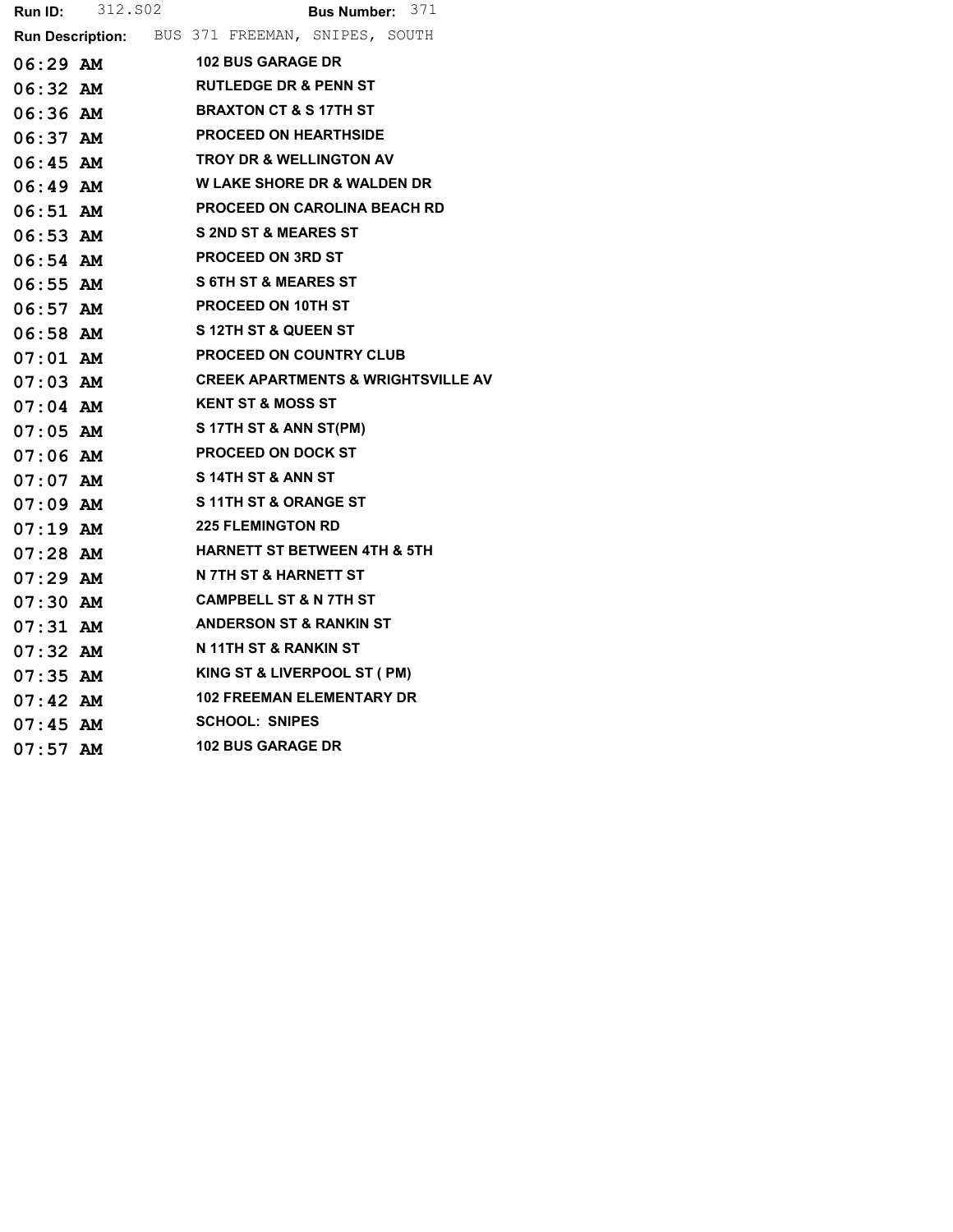**Run ID:** 312.S02 **Bus Number:** 371

**Run Description:** BUS 371 FREEMAN, SNIPES, SOUTH

| | |
|---|---|
| 06:29 AM | 102 BUS GARAGE DR |
| 06:32 AM | RUTLEDGE DR & PENN ST |
| 06:36 AM | BRAXTON CT & S 17TH ST |
| 06:37 AM | PROCEED ON HEARTHSIDE |
| 06:45 AM | TROY DR & WELLINGTON AV |
| 06:49 AM | W LAKE SHORE DR & WALDEN DR |
| 06:51 AM | PROCEED ON CAROLINA BEACH RD |
| 06:53 AM | S 2ND ST & MEARES ST |
| 06:54 AM | PROCEED ON 3RD ST |
| 06:55 AM | S 6TH ST & MEARES ST |
| 06:57 AM | PROCEED ON 10TH ST |
| 06:58 AM | S 12TH ST & QUEEN ST |
| 07:01 AM | PROCEED ON COUNTRY CLUB |
| 07:03 AM | CREEK APARTMENTS & WRIGHTSVILLE AV |
| 07:04 AM | KENT ST & MOSS ST |
| 07:05 AM | S 17TH ST & ANN ST(PM) |
| 07:06 AM | PROCEED ON DOCK ST |
| 07:07 AM | S 14TH ST & ANN ST |
| 07:09 AM | S 11TH ST & ORANGE ST |
| 07:19 AM | 225 FLEMINGTON RD |
| 07:28 AM | HARNETT ST BETWEEN 4TH & 5TH |
| 07:29 AM | N 7TH ST & HARNETT ST |
| 07:30 AM | CAMPBELL ST & N 7TH ST |
| 07:31 AM | ANDERSON ST & RANKIN ST |
| 07:32 AM | N 11TH ST & RANKIN ST |
| 07:35 AM | KING ST & LIVERPOOL ST ( PM) |
| 07:42 AM | 102 FREEMAN ELEMENTARY DR |
| 07:45 AM | SCHOOL: SNIPES |
| 07:57 AM | 102 BUS GARAGE DR |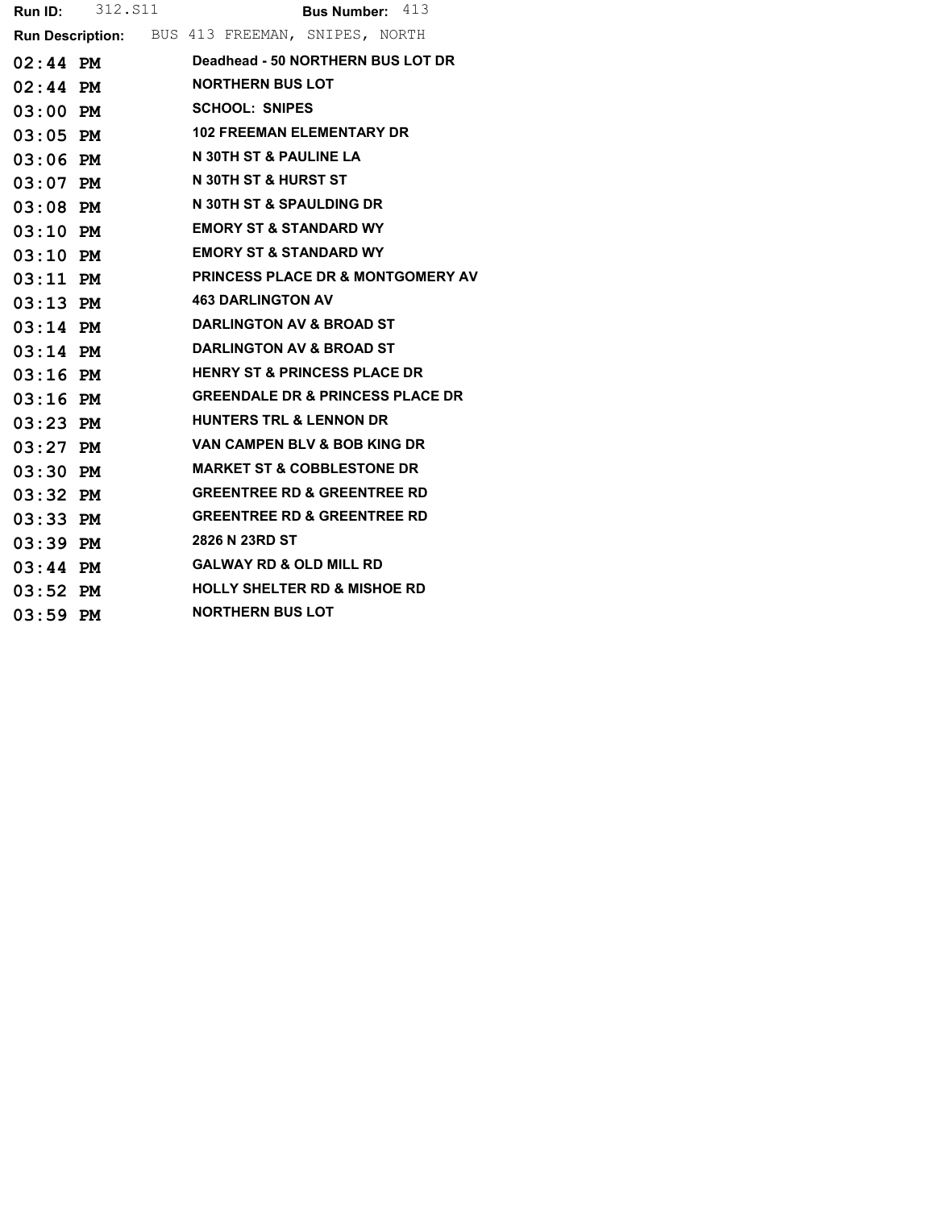**Run ID:** 312.S11 **Bus Number:** 413

**Run Description:** BUS 413 FREEMAN, SNIPES, NORTH

| | |
|---|---|
| 02:44 PM | Deadhead - 50 NORTHERN BUS LOT DR |
| 02:44 PM | NORTHERN BUS LOT |
| 03:00 PM | SCHOOL: SNIPES |
| 03:05 PM | 102 FREEMAN ELEMENTARY DR |
| 03:06 PM | N 30TH ST & PAULINE LA |
| 03:07 PM | N 30TH ST & HURST ST |
| 03:08 PM | N 30TH ST & SPAULDING DR |
| 03:10 PM | EMORY ST & STANDARD WY |
| 03:10 PM | EMORY ST & STANDARD WY |
| 03:11 PM | PRINCESS PLACE DR & MONTGOMERY AV |
| 03:13 PM | 463 DARLINGTON AV |
| 03:14 PM | DARLINGTON AV & BROAD ST |
| 03:14 PM | DARLINGTON AV & BROAD ST |
| 03:16 PM | HENRY ST & PRINCESS PLACE DR |
| 03:16 PM | GREENDALE DR & PRINCESS PLACE DR |
| 03:23 PM | HUNTERS TRL & LENNON DR |
| 03:27 PM | VAN CAMPEN BLV & BOB KING DR |
| 03:30 PM | MARKET ST & COBBLESTONE DR |
| 03:32 PM | GREENTREE RD & GREENTREE RD |
| 03:33 PM | GREENTREE RD & GREENTREE RD |
| 03:39 PM | 2826 N 23RD ST |
| 03:44 PM | GALWAY RD & OLD MILL RD |
| 03:52 PM | HOLLY SHELTER RD & MISHOE RD |
| 03:59 PM | NORTHERN BUS LOT |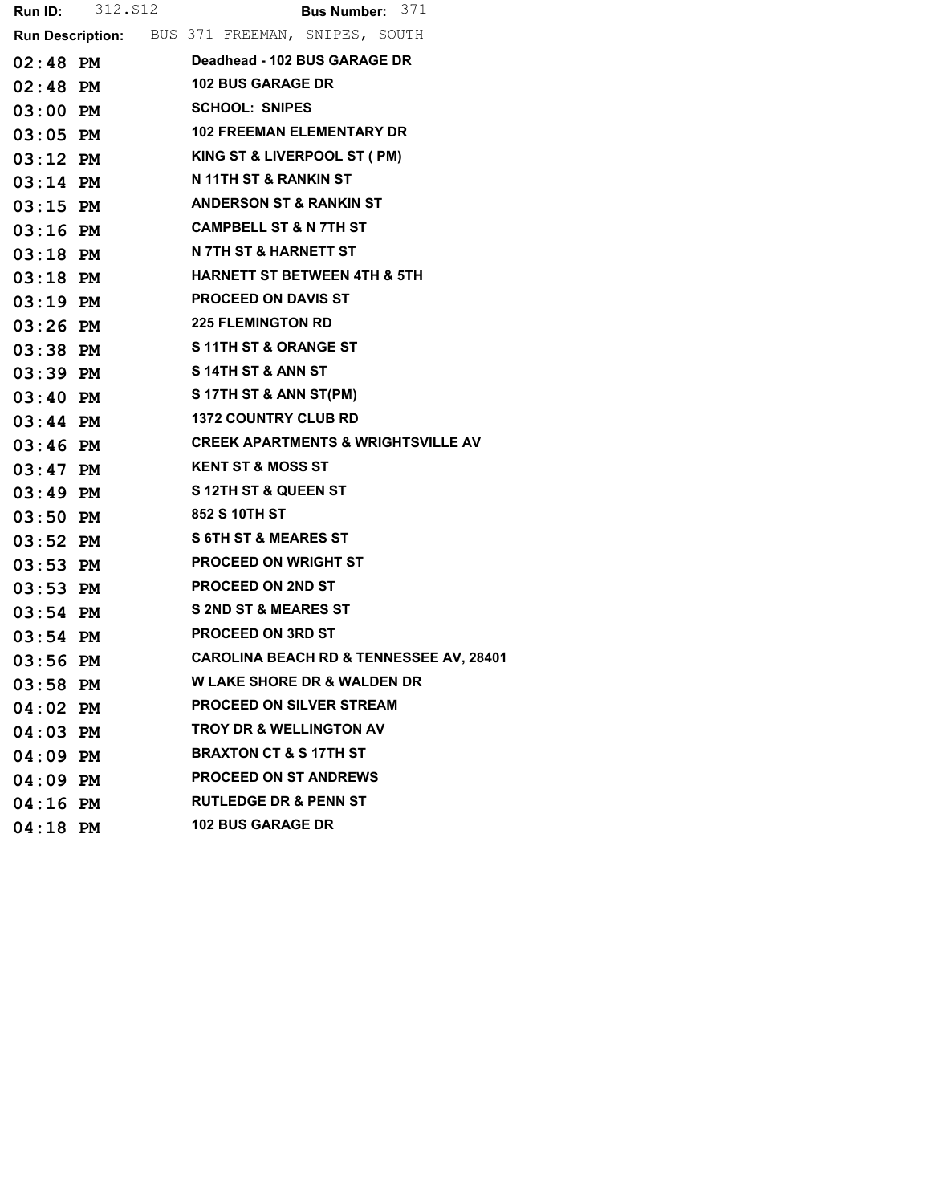**Run ID:** 312.S12 **Bus Number:** 371

**Run Description:** BUS 371 FREEMAN, SNIPES, SOUTH

| | |
|---|---|
| 02:48 PM | Deadhead - 102 BUS GARAGE DR |
| 02:48 PM | 102 BUS GARAGE DR |
| 03:00 PM | SCHOOL: SNIPES |
| 03:05 PM | 102 FREEMAN ELEMENTARY DR |
| 03:12 PM | KING ST & LIVERPOOL ST ( PM) |
| 03:14 PM | N 11TH ST & RANKIN ST |
| 03:15 PM | ANDERSON ST & RANKIN ST |
| 03:16 PM | CAMPBELL ST & N 7TH ST |
| 03:18 PM | N 7TH ST & HARNETT ST |
| 03:18 PM | HARNETT ST BETWEEN 4TH & 5TH |
| 03:19 PM | PROCEED ON DAVIS ST |
| 03:26 PM | 225 FLEMINGTON RD |
| 03:38 PM | S 11TH ST & ORANGE ST |
| 03:39 PM | S 14TH ST & ANN ST |
| 03:40 PM | S 17TH ST & ANN ST(PM) |
| 03:44 PM | 1372 COUNTRY CLUB RD |
| 03:46 PM | CREEK APARTMENTS & WRIGHTSVILLE AV |
| 03:47 PM | KENT ST & MOSS ST |
| 03:49 PM | S 12TH ST & QUEEN ST |
| 03:50 PM | 852 S 10TH ST |
| 03:52 PM | S 6TH ST & MEARES ST |
| 03:53 PM | PROCEED ON WRIGHT ST |
| 03:53 PM | PROCEED ON 2ND ST |
| 03:54 PM | S 2ND ST & MEARES ST |
| 03:54 PM | PROCEED ON 3RD ST |
| 03:56 PM | CAROLINA BEACH RD & TENNESSEE AV, 28401 |
| 03:58 PM | W LAKE SHORE DR & WALDEN DR |
| 04:02 PM | PROCEED ON SILVER STREAM |
| 04:03 PM | TROY DR & WELLINGTON AV |
| 04:09 PM | BRAXTON CT & S 17TH ST |
| 04:09 PM | PROCEED ON ST ANDREWS |
| 04:16 PM | RUTLEDGE DR & PENN ST |
| 04:18 PM | 102 BUS GARAGE DR |